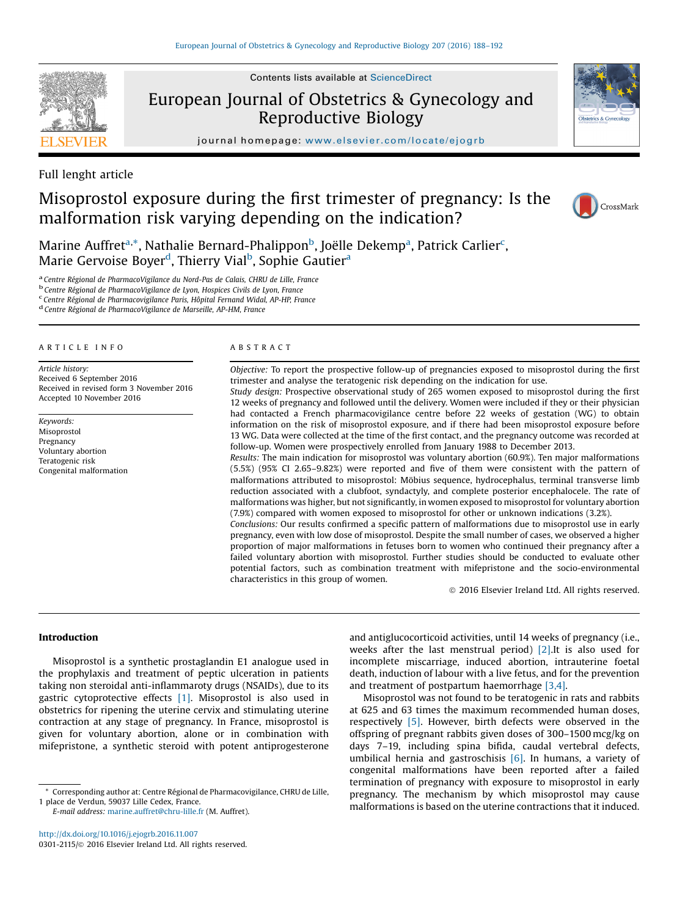Full lenght article

# Misoprostol exposure during the first trimester of pregnancy: Is the malformation risk varying depending on the indication?

Marine Auffret[a,*], Nathalie Bernard-Phalippon[b], Joëlle Dekemp[a], Patrick Carlier[c], Marie Gervoise Boyer[d], Thierry Vial[b], Sophie Gautier[a]

[a] Centre Régional de PharmacoVigilance du Nord-Pas de Calais, CHRU de Lille, France
[b] Centre Régional de PharmacoVigilance de Lyon, Hospices Civils de Lyon, France
[c] Centre Régional de Pharmacovigilance Paris, Hôpital Fernand Widal, AP-HP, France
[d] Centre Régional de PharmacoVigilance de Marseille, AP-HM, France

## ARTICLE INFO

*Article history:*
Received 6 September 2016
Received in revised form 3 November 2016
Accepted 10 November 2016

*Keywords:*
Misoprostol
Pregnancy
Voluntary abortion
Teratogenic risk
Congenital malformation

## ABSTRACT

*Objective:* To report the prospective follow-up of pregnancies exposed to misoprostol during the first trimester and analyse the teratogenic risk depending on the indication for use.

*Study design:* Prospective observational study of 265 women exposed to misoprostol during the first 12 weeks of pregnancy and followed until the delivery. Women were included if they or their physician had contacted a French pharmacovigilance centre before 22 weeks of gestation (WG) to obtain information on the risk of misoprostol exposure, and if there had been misoprostol exposure before 13 WG. Data were collected at the time of the first contact, and the pregnancy outcome was recorded at follow-up. Women were prospectively enrolled from January 1988 to December 2013.

*Results:* The main indication for misoprostol was voluntary abortion (60.9%). Ten major malformations (5.5%) (95% CI 2.65–9.82%) were reported and five of them were consistent with the pattern of malformations attributed to misoprostol: Möbius sequence, hydrocephalus, terminal transverse limb reduction associated with a clubfoot, syndactyly, and complete posterior encephalocele. The rate of malformations was higher, but not significantly, in women exposed to misoprostol for voluntary abortion (7.9%) compared with women exposed to misoprostol for other or unknown indications (3.2%).

*Conclusions:* Our results confirmed a specific pattern of malformations due to misoprostol use in early pregnancy, even with low dose of misoprostol. Despite the small number of cases, we observed a higher proportion of major malformations in fetuses born to women who continued their pregnancy after a failed voluntary abortion with misoprostol. Further studies should be conducted to evaluate other potential factors, such as combination treatment with mifepristone and the socio-environmental characteristics in this group of women.

© 2016 Elsevier Ireland Ltd. All rights reserved.

## Introduction

Misoprostol is a synthetic prostaglandin E1 analogue used in the prophylaxis and treatment of peptic ulceration in patients taking non steroidal anti-inflammaroty drugs (NSAIDs), due to its gastric cytoprotective effects [1]. Misoprostol is also used in obstetrics for ripening the uterine cervix and stimulating uterine contraction at any stage of pregnancy. In France, misoprostol is given for voluntary abortion, alone or in combination with mifepristone, a synthetic steroid with potent antiprogesterone and antiglucocorticoid activities, until 14 weeks of pregnancy (i.e., weeks after the last menstrual period) [2].It is also used for incomplete miscarriage, induced abortion, intrauterine foetal death, induction of labour with a live fetus, and for the prevention and treatment of postpartum haemorrhage [3,4].

Misoprostol was not found to be teratogenic in rats and rabbits at 625 and 63 times the maximum recommended human doses, respectively [5]. However, birth defects were observed in the offspring of pregnant rabbits given doses of 300–1500 mcg/kg on days 7–19, including spina bifida, caudal vertebral defects, umbilical hernia and gastroschisis [6]. In humans, a variety of congenital malformations have been reported after a failed termination of pregnancy with exposure to misoprostol in early pregnancy. The mechanism by which misoprostol may cause malformations is based on the uterine contractions that it induced.

* Corresponding author at: Centre Régional de Pharmacovigilance, CHRU de Lille, 1 place de Verdun, 59037 Lille Cedex, France.
E-mail address: marine.auffret@chru-lille.fr (M. Auffret).

http://dx.doi.org/10.1016/j.ejogrb.2016.11.007
0301-2115/© 2016 Elsevier Ireland Ltd. All rights reserved.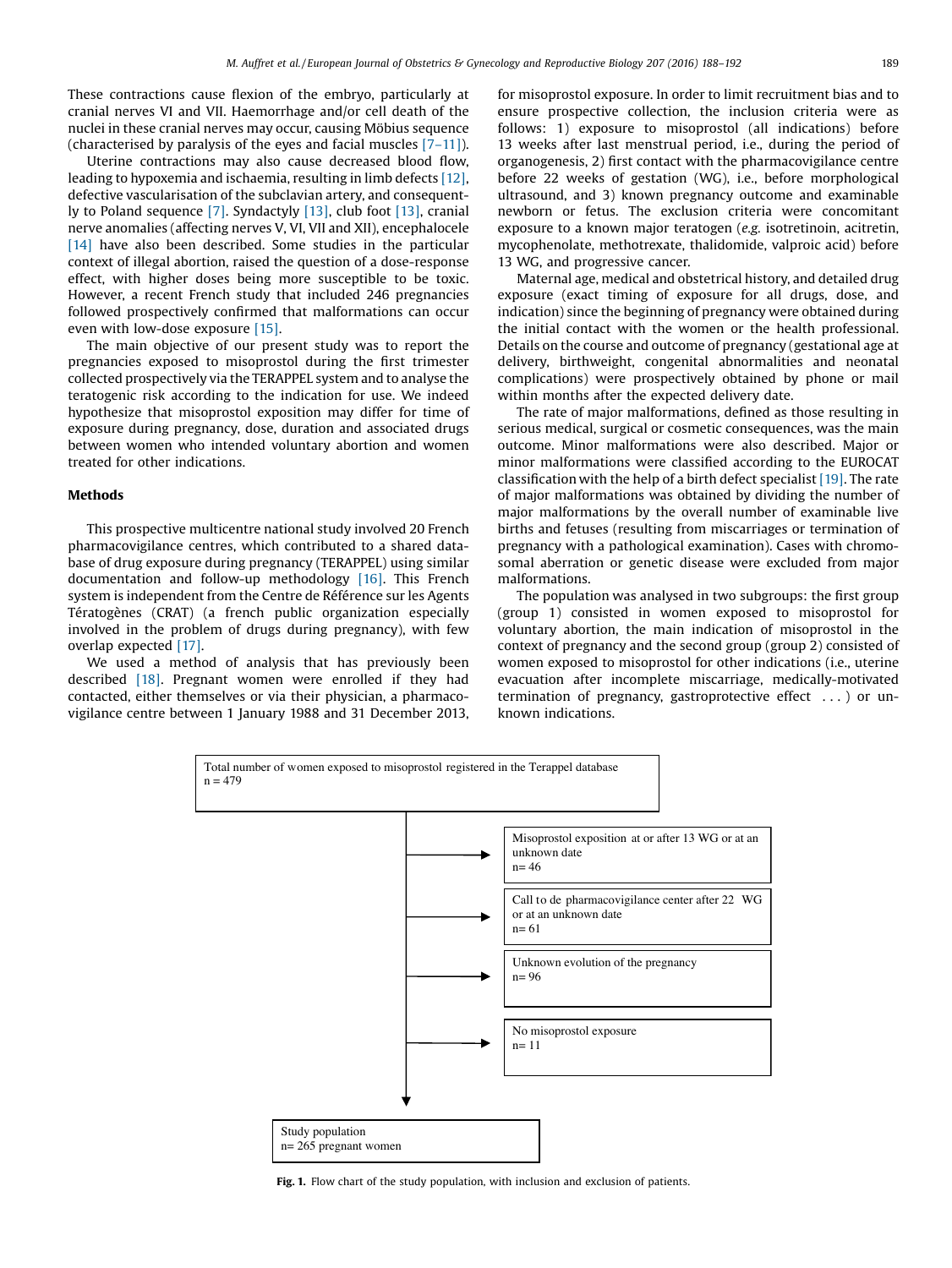These contractions cause flexion of the embryo, particularly at cranial nerves VI and VII. Haemorrhage and/or cell death of the nuclei in these cranial nerves may occur, causing Möbius sequence (characterised by paralysis of the eyes and facial muscles [7–11]).

Uterine contractions may also cause decreased blood flow, leading to hypoxemia and ischaemia, resulting in limb defects [12], defective vascularisation of the subclavian artery, and consequently to Poland sequence [7]. Syndactyly [13], club foot [13], cranial nerve anomalies (affecting nerves V, VI, VII and XII), encephalocele [14] have also been described. Some studies in the particular context of illegal abortion, raised the question of a dose-response effect, with higher doses being more susceptible to be toxic. However, a recent French study that included 246 pregnancies followed prospectively confirmed that malformations can occur even with low-dose exposure [15].

The main objective of our present study was to report the pregnancies exposed to misoprostol during the first trimester collected prospectively via the TERAPPEL system and to analyse the teratogenic risk according to the indication for use. We indeed hypothesize that misoprostol exposition may differ for time of exposure during pregnancy, dose, duration and associated drugs between women who intended voluntary abortion and women treated for other indications.

## Methods

This prospective multicentre national study involved 20 French pharmacovigilance centres, which contributed to a shared database of drug exposure during pregnancy (TERAPPEL) using similar documentation and follow-up methodology [16]. This French system is independent from the Centre de Référence sur les Agents Tératogènes (CRAT) (a french public organization especially involved in the problem of drugs during pregnancy), with few overlap expected [17].

We used a method of analysis that has previously been described [18]. Pregnant women were enrolled if they had contacted, either themselves or via their physician, a pharmacovigilance centre between 1 January 1988 and 31 December 2013, for misoprostol exposure. In order to limit recruitment bias and to ensure prospective collection, the inclusion criteria were as follows: 1) exposure to misoprostol (all indications) before 13 weeks after last menstrual period, i.e., during the period of organogenesis, 2) first contact with the pharmacovigilance centre before 22 weeks of gestation (WG), i.e., before morphological ultrasound, and 3) known pregnancy outcome and examinable newborn or fetus. The exclusion criteria were concomitant exposure to a known major teratogen (*e.g.* isotretinoin, acitretin, mycophenolate, methotrexate, thalidomide, valproic acid) before 13 WG, and progressive cancer.

Maternal age, medical and obstetrical history, and detailed drug exposure (exact timing of exposure for all drugs, dose, and indication) since the beginning of pregnancy were obtained during the initial contact with the women or the health professional. Details on the course and outcome of pregnancy (gestational age at delivery, birthweight, congenital abnormalities and neonatal complications) were prospectively obtained by phone or mail within months after the expected delivery date.

The rate of major malformations, defined as those resulting in serious medical, surgical or cosmetic consequences, was the main outcome. Minor malformations were also described. Major or minor malformations were classified according to the EUROCAT classification with the help of a birth defect specialist [19]. The rate of major malformations was obtained by dividing the number of major malformations by the overall number of examinable live births and fetuses (resulting from miscarriages or termination of pregnancy with a pathological examination). Cases with chromosomal aberration or genetic disease were excluded from major malformations.

The population was analysed in two subgroups: the first group (group 1) consisted in women exposed to misoprostol for voluntary abortion, the main indication of misoprostol in the context of pregnancy and the second group (group 2) consisted of women exposed to misoprostol for other indications (i.e., uterine evacuation after incomplete miscarriage, medically-motivated termination of pregnancy, gastroprotective effect ...) or unknown indications.

Total number of women exposed to misoprostol registered in the Terappel database
n = 479

- Misoprostol exposition at or after 13 WG or at an unknown date
n= 46
- Call to de pharmacovigilance center after 22 WG or at an unknown date
n= 61
- Unknown evolution of the pregnancy
n= 96
- No misoprostol exposure
n= 11

Study population
n= 265 pregnant women

**Fig. 1.** Flow chart of the study population, with inclusion and exclusion of patients.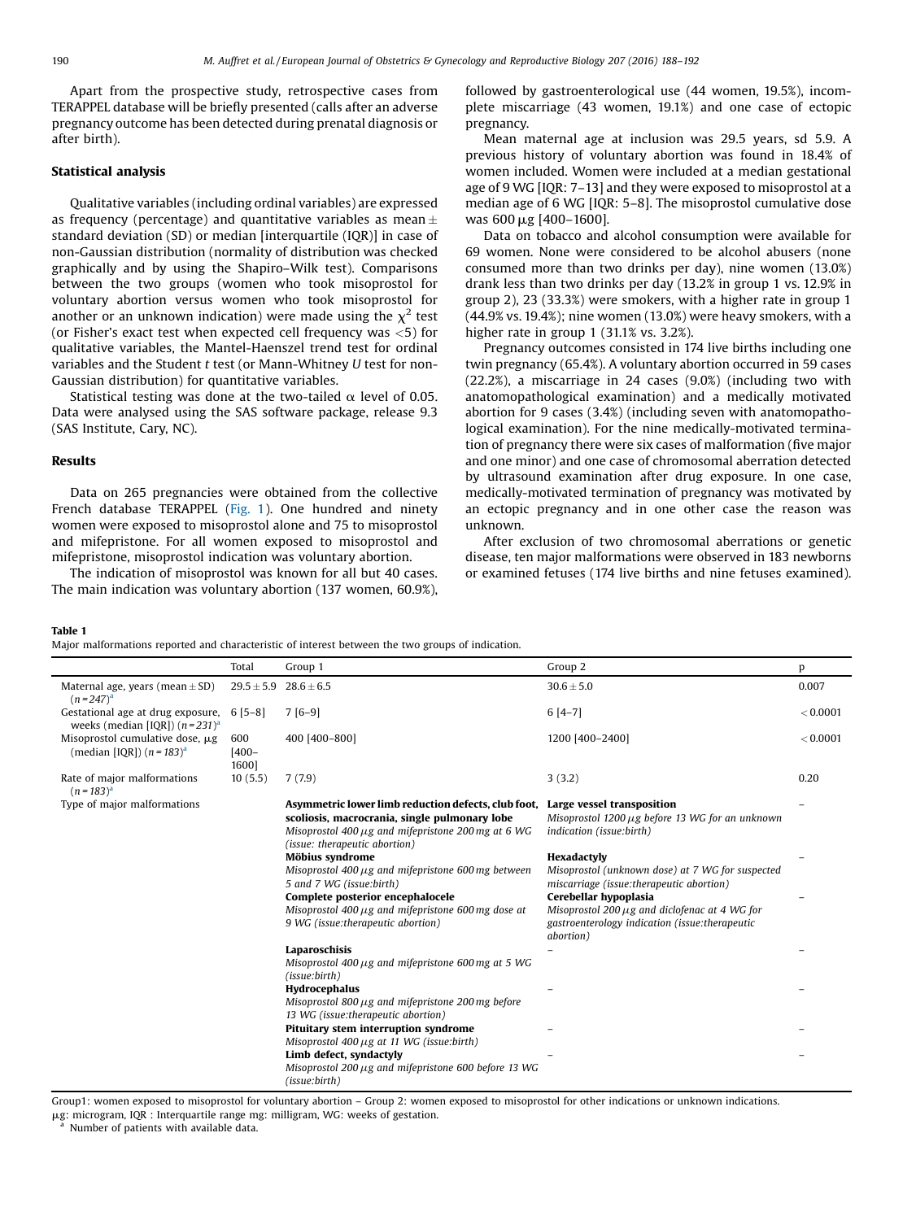Apart from the prospective study, retrospective cases from TERAPPEL database will be briefly presented (calls after an adverse pregnancy outcome has been detected during prenatal diagnosis or after birth).

### Statistical analysis

Qualitative variables (including ordinal variables) are expressed as frequency (percentage) and quantitative variables as mean ± standard deviation (SD) or median [interquartile (IQR)] in case of non-Gaussian distribution (normality of distribution was checked graphically and by using the Shapiro–Wilk test). Comparisons between the two groups (women who took misoprostol for voluntary abortion versus women who took misoprostol for another or an unknown indication) were made using the $\chi^2$ test (or Fisher's exact test when expected cell frequency was <5) for qualitative variables, the Mantel-Haenszel trend test for ordinal variables and the Student *t* test (or Mann-Whitney *U* test for non-Gaussian distribution) for quantitative variables.

Statistical testing was done at the two-tailed $\alpha$ level of 0.05. Data were analysed using the SAS software package, release 9.3 (SAS Institute, Cary, NC).

### Results

Data on 265 pregnancies were obtained from the collective French database TERAPPEL (Fig. 1). One hundred and ninety women were exposed to misoprostol alone and 75 to misoprostol and mifepristone. For all women exposed to misoprostol and mifepristone, misoprostol indication was voluntary abortion.

The indication of misoprostol was known for all but 40 cases. The main indication was voluntary abortion (137 women, 60.9%), followed by gastroenterological use (44 women, 19.5%), incomplete miscarriage (43 women, 19.1%) and one case of ectopic pregnancy.

Mean maternal age at inclusion was 29.5 years, sd 5.9. A previous history of voluntary abortion was found in 18.4% of women included. Women were included at a median gestational age of 9 WG [IQR: 7–13] and they were exposed to misoprostol at a median age of 6 WG [IQR: 5–8]. The misoprostol cumulative dose was 600 µg [400–1600].

Data on tobacco and alcohol consumption were available for 69 women. None were considered to be alcohol abusers (none consumed more than two drinks per day), nine women (13.0%) drank less than two drinks per day (13.2% in group 1 vs. 12.9% in group 2), 23 (33.3%) were smokers, with a higher rate in group 1 (44.9% vs. 19.4%); nine women (13.0%) were heavy smokers, with a higher rate in group 1 (31.1% vs. 3.2%).

Pregnancy outcomes consisted in 174 live births including one twin pregnancy (65.4%). A voluntary abortion occurred in 59 cases (22.2%), a miscarriage in 24 cases (9.0%) (including two with anatomopathological examination) and a medically motivated abortion for 9 cases (3.4%) (including seven with anatomopathological examination). For the nine medically-motivated termination of pregnancy there were six cases of malformation (five major and one minor) and one case of chromosomal aberration detected by ultrasound examination after drug exposure. In one case, medically-motivated termination of pregnancy was motivated by an ectopic pregnancy and in one other case the reason was unknown.

After exclusion of two chromosomal aberrations or genetic disease, ten major malformations were observed in 183 newborns or examined fetuses (174 live births and nine fetuses examined).

**Table 1**
Major malformations reported and characteristic of interest between the two groups of indication.

| | Total | Group 1 | Group 2 | p |
|---|---|---|---|---|
| Maternal age, years (mean ± SD) (*n* = 247)[a] | 29.5 ± 5.9 | 28.6 ± 6.5 | 30.6 ± 5.0 | 0.007 |
| Gestational age at drug exposure, weeks (median [IQR]) (*n* = 231)[a] | 6 [5–8] | 7 [6–9] | 6 [4–7] | < 0.0001 |
| Misoprostol cumulative dose, µg (median [IQR]) (*n* = 183)[a] | 600 [400–1600] | 400 [400–800] | 1200 [400–2400] | < 0.0001 |
| Rate of major malformations (*n* = 183)[a] | 10 (5.5) | 7 (7.9) | 3 (3.2) | 0.20 |
| Type of major malformations | | **Asymmetric lower limb reduction defects, club foot, scoliosis, macrocrania, single pulmonary lobe** *Misoprostol 400 µg and mifepristone 200 mg at 6 WG (issue: therapeutic abortion)* | **Large vessel transposition** *Misoprostol 1200 µg before 13 WG for an unknown indication (issue:birth)* | – |
| | | **Möbius syndrome** *Misoprostol 400 µg and mifepristone 600 mg between 5 and 7 WG (issue:birth)* | **Hexadactyly** *Misoprostol (unknown dose) at 7 WG for suspected miscarriage (issue:therapeutic abortion)* | – |
| | | **Complete posterior encephalocele** *Misoprostol 400 µg and mifepristone 600 mg dose at 9 WG (issue:therapeutic abortion)* | **Cerebellar hypoplasia** *Misoprostol 200 µg and diclofenac at 4 WG for gastroenterology indication (issue:therapeutic abortion)* | – |
| | | **Laparoschisis** *Misoprostol 400 µg and mifepristone 600 mg at 5 WG (issue:birth)* | – | – |
| | | **Hydrocephalus** *Misoprostol 800 µg and mifepristone 200 mg before 13 WG (issue:therapeutic abortion)* | – | – |
| | | **Pituitary stem interruption syndrome** *Misoprostol 400 µg at 11 WG (issue:birth)* | – | – |
| | | **Limb defect, syndactyly** *Misoprostol 200 µg and mifepristone 600 before 13 WG (issue:birth)* | – | – |

Group1: women exposed to misoprostol for voluntary abortion – Group 2: women exposed to misoprostol for other indications or unknown indications.
µg: microgram, IQR : Interquartile range mg: milligram, WG: weeks of gestation.
[a] Number of patients with available data.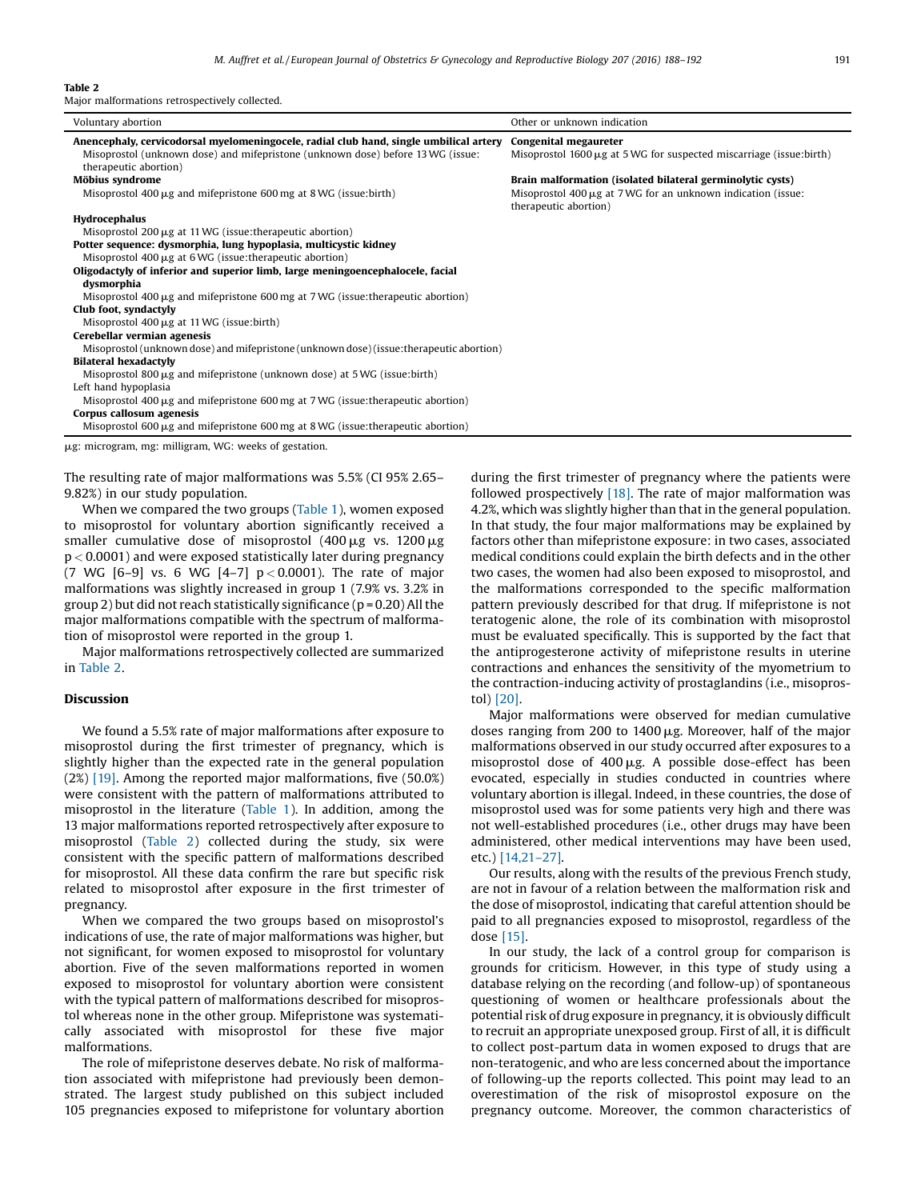**Table 2**
Major malformations retrospectively collected.

| Voluntary abortion | Other or unknown indication |
|---|---|
| **Anencephaly, cervicodorsal myelomeningocele, radial club hand, single umbilical artery** Misoprostol (unknown dose) and mifepristone (unknown dose) before 13 WG (issue: therapeutic abortion) | **Congenital megaureter** Misoprostol 1600 μg at 5 WG for suspected miscarriage (issue:birth) |
| **Möbius syndrome** Misoprostol 400 μg and mifepristone 600 mg at 8 WG (issue:birth) | **Brain malformation (isolated bilateral germinolytic cysts)** Misoprostol 400 μg at 7 WG for an unknown indication (issue: therapeutic abortion) |
| **Hydrocephalus** Misoprostol 200 μg at 11 WG (issue:therapeutic abortion) | |
| **Potter sequence: dysmorphia, lung hypoplasia, multicystic kidney** Misoprostol 400 μg at 6 WG (issue:therapeutic abortion) | |
| **Oligodactyly of inferior and superior limb, large meningoencephalocele, facial dysmorphia** Misoprostol 400 μg and mifepristone 600 mg at 7 WG (issue:therapeutic abortion) | |
| **Club foot, syndactyly** Misoprostol 400 μg at 11 WG (issue:birth) | |
| **Cerebellar vermian agenesis** Misoprostol (unknown dose) and mifepristone (unknown dose) (issue:therapeutic abortion) | |
| **Bilateral hexadactyly** Misoprostol 800 μg and mifepristone (unknown dose) at 5 WG (issue:birth) | |
| Left hand hypoplasia Misoprostol 400 μg and mifepristone 600 mg at 7 WG (issue:therapeutic abortion) | |
| **Corpus callosum agenesis** Misoprostol 600 μg and mifepristone 600 mg at 8 WG (issue:therapeutic abortion) | |

μg: microgram, mg: milligram, WG: weeks of gestation.

The resulting rate of major malformations was 5.5% (CI 95% 2.65–9.82%) in our study population.

When we compared the two groups (Table 1), women exposed to misoprostol for voluntary abortion significantly received a smaller cumulative dose of misoprostol (400 μg vs. 1200 μg $p < 0.0001$) and were exposed statistically later during pregnancy (7 WG [6–9] vs. 6 WG [4–7] $p < 0.0001$). The rate of major malformations was slightly increased in group 1 (7.9% vs. 3.2% in group 2) but did not reach statistically significance ($p = 0.20$) All the major malformations compatible with the spectrum of malformation of misoprostol were reported in the group 1.

Major malformations retrospectively collected are summarized in Table 2.

## Discussion

We found a 5.5% rate of major malformations after exposure to misoprostol during the first trimester of pregnancy, which is slightly higher than the expected rate in the general population (2%) [19]. Among the reported major malformations, five (50.0%) were consistent with the pattern of malformations attributed to misoprostol in the literature (Table 1). In addition, among the 13 major malformations reported retrospectively after exposure to misoprostol (Table 2) collected during the study, six were consistent with the specific pattern of malformations described for misoprostol. All these data confirm the rare but specific risk related to misoprostol after exposure in the first trimester of pregnancy.

When we compared the two groups based on misoprostol's indications of use, the rate of major malformations was higher, but not significant, for women exposed to misoprostol for voluntary abortion. Five of the seven malformations reported in women exposed to misoprostol for voluntary abortion were consistent with the typical pattern of malformations described for misoprostol whereas none in the other group. Mifepristone was systematically associated with misoprostol for these five major malformations.

The role of mifepristone deserves debate. No risk of malformation associated with mifepristone had previously been demonstrated. The largest study published on this subject included 105 pregnancies exposed to mifepristone for voluntary abortion during the first trimester of pregnancy where the patients were followed prospectively [18]. The rate of major malformation was 4.2%, which was slightly higher than that in the general population. In that study, the four major malformations may be explained by factors other than mifepristone exposure: in two cases, associated medical conditions could explain the birth defects and in the other two cases, the women had also been exposed to misoprostol, and the malformations corresponded to the specific malformation pattern previously described for that drug. If mifepristone is not teratogenic alone, the role of its combination with misoprostol must be evaluated specifically. This is supported by the fact that the antiprogesterone activity of mifepristone results in uterine contractions and enhances the sensitivity of the myometrium to the contraction-inducing activity of prostaglandins (i.e., misoprostol) [20].

Major malformations were observed for median cumulative doses ranging from 200 to 1400 μg. Moreover, half of the major malformations observed in our study occurred after exposures to a misoprostol dose of 400 μg. A possible dose-effect has been evocated, especially in studies conducted in countries where voluntary abortion is illegal. Indeed, in these countries, the dose of misoprostol used was for some patients very high and there was not well-established procedures (i.e., other drugs may have been administered, other medical interventions may have been used, etc.) [14,21–27].

Our results, along with the results of the previous French study, are not in favour of a relation between the malformation risk and the dose of misoprostol, indicating that careful attention should be paid to all pregnancies exposed to misoprostol, regardless of the dose [15].

In our study, the lack of a control group for comparison is grounds for criticism. However, in this type of study using a database relying on the recording (and follow-up) of spontaneous questioning of women or healthcare professionals about the potential risk of drug exposure in pregnancy, it is obviously difficult to recruit an appropriate unexposed group. First of all, it is difficult to collect post-partum data in women exposed to drugs that are non-teratogenic, and who are less concerned about the importance of following-up the reports collected. This point may lead to an overestimation of the risk of misoprostol exposure on the pregnancy outcome. Moreover, the common characteristics of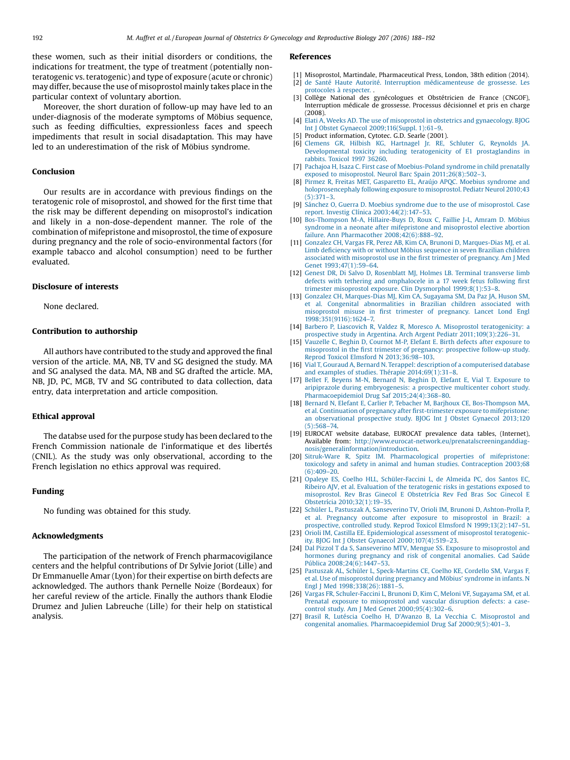these women, such as their initial disorders or conditions, the indications for treatment, the type of treatment (potentially non-teratogenic vs. teratogenic) and type of exposure (acute or chronic) may differ, because the use of misoprostol mainly takes place in the particular context of voluntary abortion.

Moreover, the short duration of follow-up may have led to an under-diagnosis of the moderate symptoms of Möbius sequence, such as feeding difficulties, expressionless faces and speech impediments that result in social disadaptation. This may have led to an underestimation of the risk of Möbius syndrome.

## Conclusion

Our results are in accordance with previous findings on the teratogenic role of misoprostol, and showed for the first time that the risk may be different depending on misoprostol's indication and likely in a non-dose-dependent manner. The role of the combination of mifepristone and misoprostol, the time of exposure during pregnancy and the role of socio-environmental factors (for example tabacco and alcohol consumption) need to be further evaluated.

## Disclosure of interests

None declared.

## Contribution to authorship

All authors have contributed to the study and approved the final version of the article. MA, NB, TV and SG designed the study. MA and SG analysed the data. MA, NB and SG drafted the article. MA, NB, JD, PC, MGB, TV and SG contributed to data collection, data entry, data interpretation and article composition.

## Ethical approval

The databse used for the purpose study has been declared to the French Commission nationale de l'informatique et des libertés (CNIL). As the study was only observational, according to the French legislation no ethics approval was required.

## Funding

No funding was obtained for this study.

## Acknowledgments

The participation of the network of French pharmacovigilance centers and the helpful contributions of Dr Sylvie Joriot (Lille) and Dr Emmanuelle Amar (Lyon) for their expertise on birth defects are acknowledged. The authors thank Pernelle Noize (Bordeaux) for her careful review of the article. Finally the authors thank Elodie Drumez and Julien Labreuche (Lille) for their help on statistical analysis.

## References

[1] Misoprostol, Martindale, Pharmaceutical Press, London, 38th edition (2014).

[2] de Santé Haute Autorité. Interruption médicamenteuse de grossesse. Les protocoles à respecter. .

[3] Collège National des gynécologues et Obstétricien de France (CNGOF), Interruption médicale de grossesse. Processus décisionnel et pris en charge (2008).

[4] Elati A, Weeks AD. The use of misoprostol in obstetrics and gynaecology. BJOG Int J Obstet Gynaecol 2009;116(Suppl. 1):61–9.

[5] Product information, Cytotec. G.D. Searle (2001).

[6] Clemens GR, Hilbish KG, Hartnagel Jr. RE, Schluter G, Reynolds JA. Developmental toxicity including teratogenicity of E1 prostaglandins in rabbits. Toxicol 1997 36260.

[7] Pachajoa H, Isaza C. First case of Moebius-Poland syndrome in child prenatally exposed to misoprostol. Neurol Barc Spain 2011;26(8):502–3.

[8] Pirmez R, Freitas MET, Gasparetto EL, Araújo APQC. Moebius syndrome and holoprosencephaly following exposure to misoprostol. Pediatr Neurol 2010;43(5):371–3.

[9] Sánchez O, Guerra D. Moebius syndrome due to the use of misoprostol. Case report. Investig Clínica 2003;44(2):147–53.

[10] Bos-Thompson M-A, Hillaire-Buys D, Roux C, Faillie J-L, Amram D. Möbius syndrome in a neonate after mifepristone and misoprostol elective abortion failure. Ann Pharmacother 2008;42(6):888–92.

[11] Gonzalez CH, Vargas FR, Perez AB, Kim CA, Brunoni D, Marques-Dias MJ, et al. Limb deficiency with or without Möbius sequence in seven Brazilian children associated with misoprostol use in the first trimester of pregnancy. Am J Med Genet 1993;47(1):59–64.

[12] Genest DR, Di Salvo D, Rosenblatt MJ, Holmes LB. Terminal transverse limb defects with tethering and omphalocele in a 17 week fetus following first trimester misoprostol exposure. Clin Dysmorphol 1999;8(1):53–8.

[13] Gonzalez CH, Marques-Dias MJ, Kim CA, Sugayama SM, Da Paz JA, Huson SM, et al. Congenital abnormalities in Brazilian children associated with misoprostol misuse in first trimester of pregnancy. Lancet Lond Engl 1998;351(9116):1624–7.

[14] Barbero P, Liascovich R, Valdez R, Moresco A. Misoprostol teratogenicity: a prospective study in Argentina. Arch Argent Pediatr 2011;109(3):226–31.

[15] Vauzelle C, Beghin D, Cournot M-P, Elefant E. Birth defects after exposure to misoprostol in the first trimester of pregnancy: prospective follow-up study. Reprod Toxicol Elmsford N 2013;36:98–103.

[16] Vial T, Gouraud A, Bernard N. Terappel: description of a computerised database and examples of studies. Thérapie 2014;69(1):31–8.

[17] Bellet F, Beyens M-N, Bernard N, Beghin D, Elefant E, Vial T. Exposure to aripiprazole during embryogenesis: a prospective multicenter cohort study. Pharmacoepidemiol Drug Saf 2015;24(4):368–80.

[18] Bernard N, Elefant E, Carlier P, Tebacher M, Barjhoux CE, Bos-Thompson MA, et al. Continuation of pregnancy after first-trimester exposure to mifepristone: an observational prospective study. BJOG Int J Obstet Gynaecol 2013;120(5):568–74.

[19] EUROCAT website database, EUROCAT prevalence data tables, (Internet), Available from: http://www.eurocat-network.eu/prenatalscreeninganddiagnosis/generalinformation/introduction.

[20] Sitruk-Ware R, Spitz IM. Pharmacological properties of mifepristone: toxicology and safety in animal and human studies. Contraception 2003;68(6):409–20.

[21] Opaleye ES, Coelho HLL, Schüler-Faccini L, de Almeida PC, dos Santos EC, Ribeiro AJV, et al. Evaluation of the teratogenic risks in gestations exposed to misoprostol. Rev Bras Ginecol E Obstetrícia Rev Fed Bras Soc Ginecol E Obstetrícia 2010;32(1):19–35.

[22] Schüler L, Pastuszak A, Sanseverino TV, Orioli IM, Brunoni D, Ashton-Prolla P, et al. Pregnancy outcome after exposure to misoprostol in Brazil: a prospective, controlled study. Reprod Toxicol Elmsford N 1999;13(2):147–51.

[23] Orioli IM, Castilla EE. Epidemiological assessment of misoprostol teratogenicity. BJOG Int J Obstet Gynaecol 2000;107(4):519–23.

[24] Dal Pizzol T da S, Sanseverino MTV, Mengue SS. Exposure to misoprostol and hormones during pregnancy and risk of congenital anomalies. Cad Saúde Pública 2008;24(6):1447–53.

[25] Pastuszak AL, Schüler L, Speck-Martins CE, Coelho KE, Cordello SM, Vargas F, et al. Use of misoprostol during pregnancy and Möbius' syndrome in infants. N Engl J Med 1998;338(26):1881–5.

[26] Vargas FR, Schuler-Faccini L, Brunoni D, Kim C, Meloni VF, Sugayama SM, et al. Prenatal exposure to misoprostol and vascular disruption defects: a case-control study. Am J Med Genet 2000;95(4):302–6.

[27] Brasil R, Lutéscia Coelho H, D'Avanzo B, La Vecchia C. Misoprostol and congenital anomalies. Pharmacoepidemiol Drug Saf 2000;9(5):401–3.